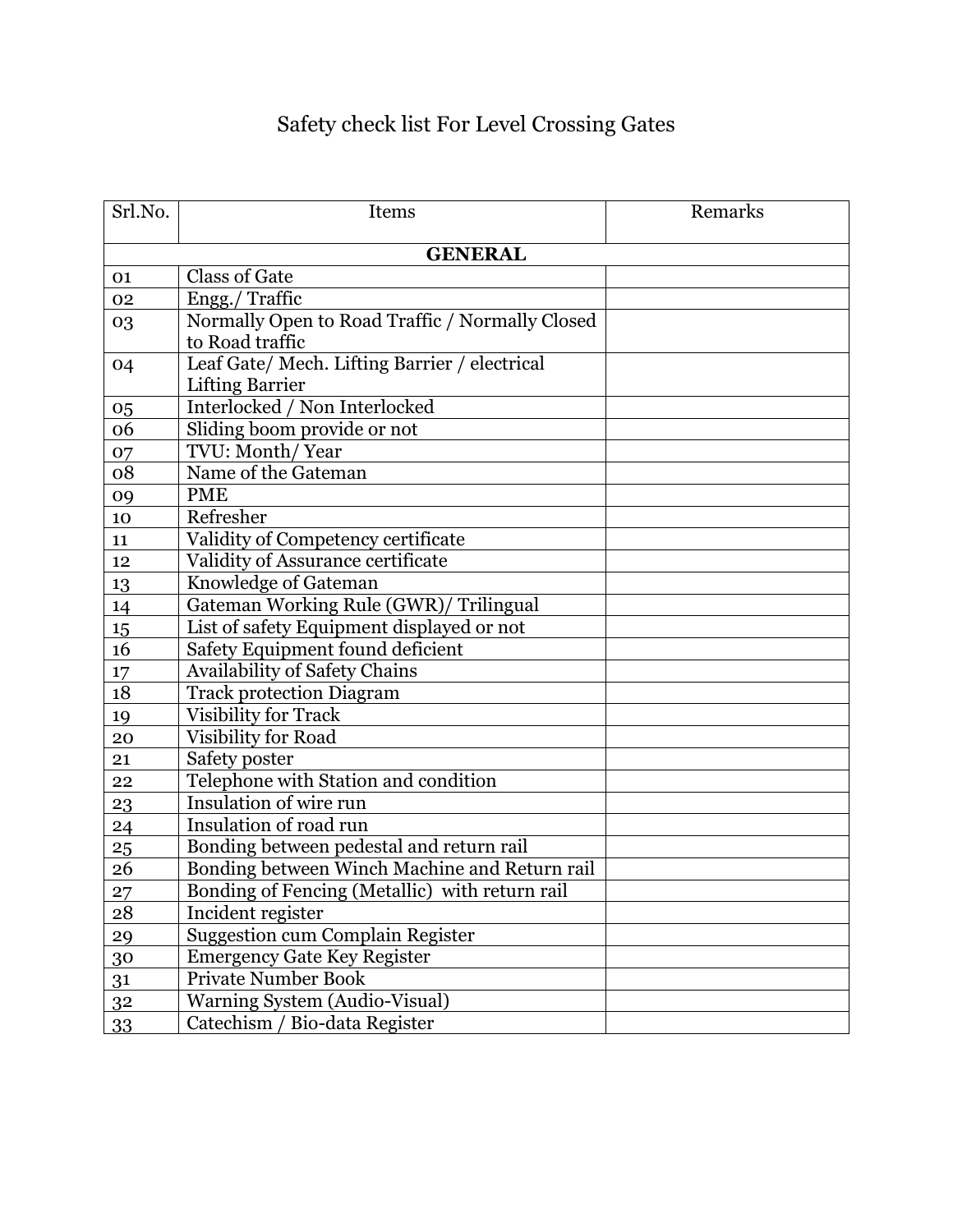# Safety check list For Level Crossing Gates

| Srl.No. | Items | Remarks |
| --- | --- | --- |
| | **GENERAL** | |
| 01 | Class of Gate | |
| 02 | Engg./ Traffic | |
| 03 | Normally Open to Road Traffic / Normally Closed to Road traffic | |
| 04 | Leaf Gate/ Mech. Lifting Barrier / electrical Lifting Barrier | |
| 05 | Interlocked / Non Interlocked | |
| 06 | Sliding boom provide or not | |
| 07 | TVU: Month/ Year | |
| 08 | Name of the Gateman | |
| 09 | PME | |
| 10 | Refresher | |
| 11 | Validity of Competency certificate | |
| 12 | Validity of Assurance certificate | |
| 13 | Knowledge of Gateman | |
| 14 | Gateman Working Rule (GWR)/ Trilingual | |
| 15 | List of safety Equipment displayed or not | |
| 16 | Safety Equipment found deficient | |
| 17 | Availability of Safety Chains | |
| 18 | Track protection Diagram | |
| 19 | Visibility for Track | |
| 20 | Visibility for Road | |
| 21 | Safety poster | |
| 22 | Telephone with Station and condition | |
| 23 | Insulation of wire run | |
| 24 | Insulation of road run | |
| 25 | Bonding between pedestal and return rail | |
| 26 | Bonding between Winch Machine and Return rail | |
| 27 | Bonding of Fencing (Metallic) with return rail | |
| 28 | Incident register | |
| 29 | Suggestion cum Complain Register | |
| 30 | Emergency Gate Key Register | |
| 31 | Private Number Book | |
| 32 | Warning System (Audio-Visual) | |
| 33 | Catechism / Bio-data Register | |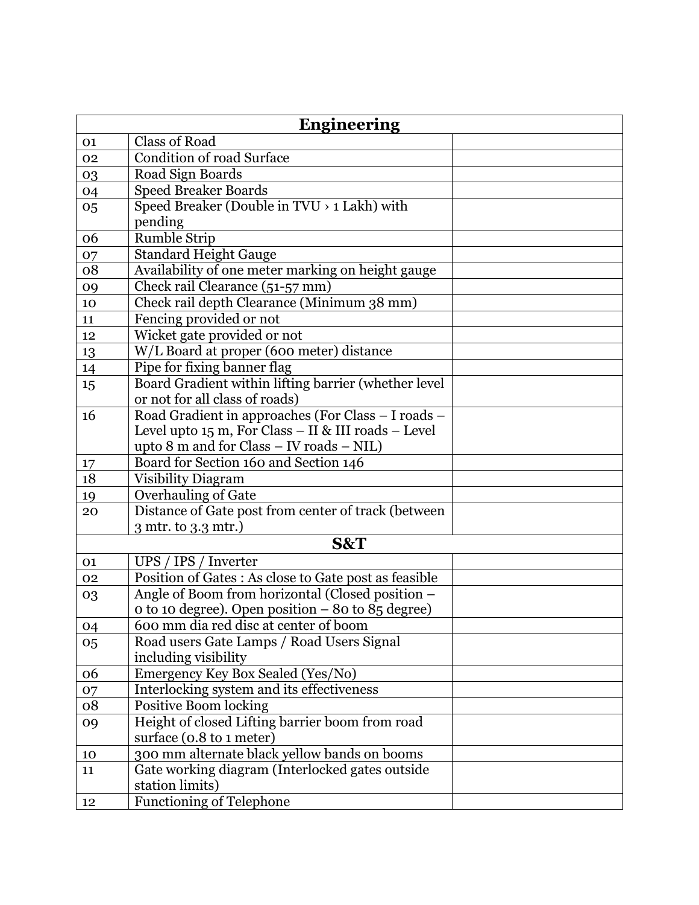| Engineering | | |
|---|---|---|
| 01 | Class of Road | |
| 02 | Condition of road Surface | |
| 03 | Road Sign Boards | |
| 04 | Speed Breaker Boards | |
| 05 | Speed Breaker (Double in TVU › 1 Lakh) with pending | |
| 06 | Rumble Strip | |
| 07 | Standard Height Gauge | |
| 08 | Availability of one meter marking on height gauge | |
| 09 | Check rail Clearance (51-57 mm) | |
| 10 | Check rail depth Clearance (Minimum 38 mm) | |
| 11 | Fencing provided or not | |
| 12 | Wicket gate provided or not | |
| 13 | W/L Board at proper (600 meter) distance | |
| 14 | Pipe for fixing banner flag | |
| 15 | Board Gradient within lifting barrier (whether level or not for all class of roads) | |
| 16 | Road Gradient in approaches (For Class – I roads – Level upto 15 m, For Class – II & III roads – Level upto 8 m and for Class – IV roads – NIL) | |
| 17 | Board for Section 160 and Section 146 | |
| 18 | Visibility Diagram | |
| 19 | Overhauling of Gate | |
| 20 | Distance of Gate post from center of track (between 3 mtr. to 3.3 mtr.) | |
| **S&T** | | |
| 01 | UPS / IPS / Inverter | |
| 02 | Position of Gates : As close to Gate post as feasible | |
| 03 | Angle of Boom from horizontal (Closed position – 0 to 10 degree). Open position – 80 to 85 degree) | |
| 04 | 600 mm dia red disc at center of boom | |
| 05 | Road users Gate Lamps / Road Users Signal including visibility | |
| 06 | Emergency Key Box Sealed (Yes/No) | |
| 07 | Interlocking system and its effectiveness | |
| 08 | Positive Boom locking | |
| 09 | Height of closed Lifting barrier boom from road surface (0.8 to 1 meter) | |
| 10 | 300 mm alternate black yellow bands on booms | |
| 11 | Gate working diagram (Interlocked gates outside station limits) | |
| 12 | Functioning of Telephone | |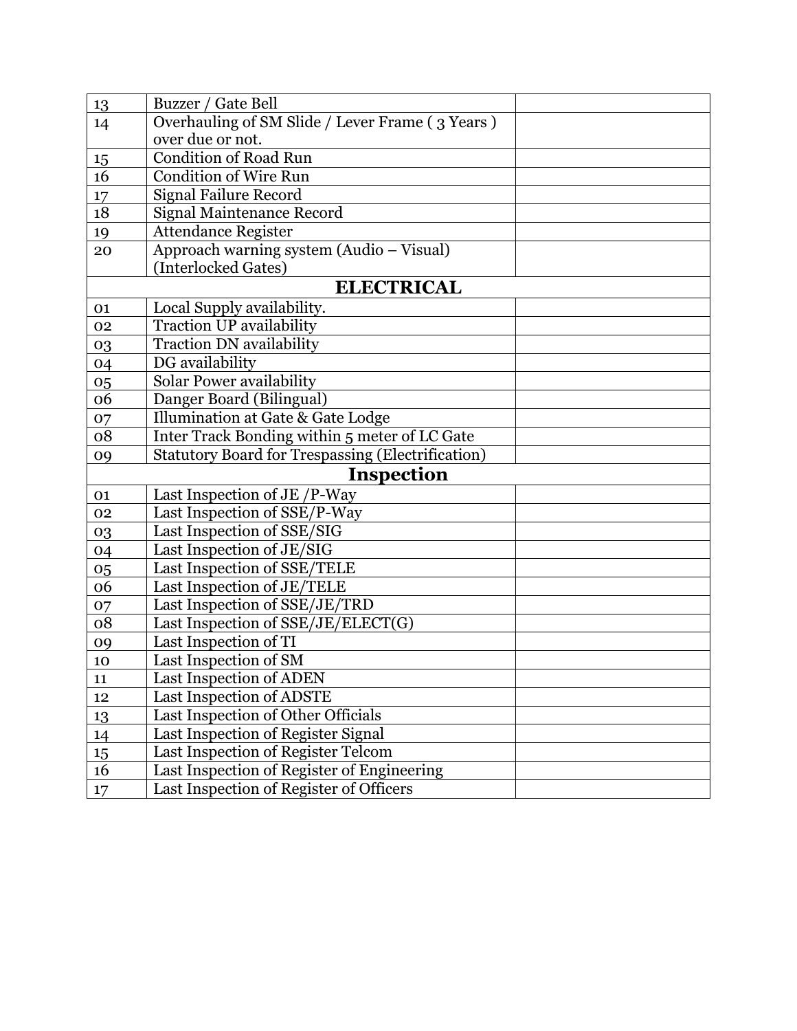| | | |
|---|---|---|
| 13 | Buzzer / Gate Bell | |
| 14 | Overhauling of SM Slide / Lever Frame ( 3 Years ) over due or not. | |
| 15 | Condition of Road Run | |
| 16 | Condition of Wire Run | |
| 17 | Signal Failure Record | |
| 18 | Signal Maintenance Record | |
| 19 | Attendance Register | |
| 20 | Approach warning system (Audio – Visual) (Interlocked Gates) | |
| | **ELECTRICAL** | |
| 01 | Local Supply availability. | |
| 02 | Traction UP availability | |
| 03 | Traction DN availability | |
| 04 | DG availability | |
| 05 | Solar Power availability | |
| 06 | Danger Board (Bilingual) | |
| 07 | Illumination at Gate & Gate Lodge | |
| 08 | Inter Track Bonding within 5 meter of LC Gate | |
| 09 | Statutory Board for Trespassing (Electrification) | |
| | **Inspection** | |
| 01 | Last Inspection of JE /P-Way | |
| 02 | Last Inspection of SSE/P-Way | |
| 03 | Last Inspection of SSE/SIG | |
| 04 | Last Inspection of JE/SIG | |
| 05 | Last Inspection of SSE/TELE | |
| 06 | Last Inspection of JE/TELE | |
| 07 | Last Inspection of SSE/JE/TRD | |
| 08 | Last Inspection of SSE/JE/ELECT(G) | |
| 09 | Last Inspection of TI | |
| 10 | Last Inspection of SM | |
| 11 | Last Inspection of ADEN | |
| 12 | Last Inspection of ADSTE | |
| 13 | Last Inspection of Other Officials | |
| 14 | Last Inspection of Register Signal | |
| 15 | Last Inspection of Register Telcom | |
| 16 | Last Inspection of Register of Engineering | |
| 17 | Last Inspection of Register of Officers | |